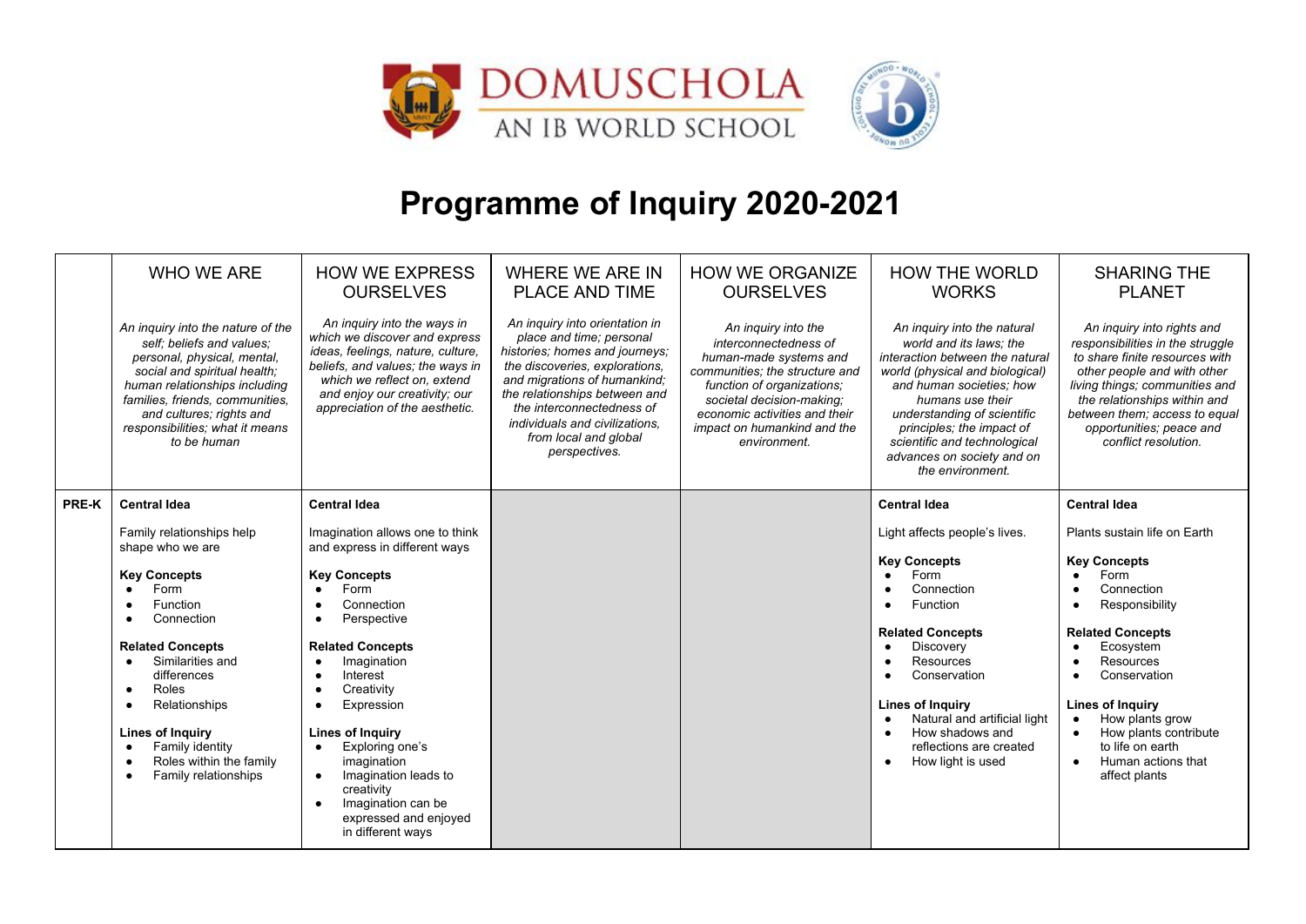DOMUSCHOLA
AN IB WORLD SCHOOL

# Programme of Inquiry 2020-2021

| | WHO WE ARE | HOW WE EXPRESS OURSELVES | WHERE WE ARE IN PLACE AND TIME | HOW WE ORGANIZE OURSELVES | HOW THE WORLD WORKS | SHARING THE PLANET |
|---|---|---|---|---|---|---|
| | *An inquiry into the nature of the self; beliefs and values; personal, physical, mental, social and spiritual health; human relationships including families, friends, communities, and cultures; rights and responsibilities; what it means to be human* | *An inquiry into the ways in which we discover and express ideas, feelings, nature, culture, beliefs, and values; the ways in which we reflect on, extend and enjoy our creativity; our appreciation of the aesthetic.* | *An inquiry into orientation in place and time; personal histories; homes and journeys; the discoveries, explorations, and migrations of humankind; the relationships between and the interconnectedness of individuals and civilizations, from local and global perspectives.* | *An inquiry into the interconnectedness of human-made systems and communities; the structure and function of organizations; societal decision-making; economic activities and their impact on humankind and the environment.* | *An inquiry into the natural world and its laws; the interaction between the natural world (physical and biological) and human societies; how humans use their understanding of scientific principles; the impact of scientific and technological advances on society and on the environment.* | *An inquiry into rights and responsibilities in the struggle to share finite resources with other people and with other living things; communities and the relationships within and between them; access to equal opportunities; peace and conflict resolution.* |
| **PRE-K** | **Central Idea**<br><br>Family relationships help shape who we are<br><br>**Key Concepts**<br>• Form<br>• Function<br>• Connection<br><br>**Related Concepts**<br>• Similarities and differences<br>• Roles<br>• Relationships<br><br>**Lines of Inquiry**<br>• Family identity<br>• Roles within the family<br>• Family relationships | **Central Idea**<br><br>Imagination allows one to think and express in different ways<br><br>**Key Concepts**<br>• Form<br>• Connection<br>• Perspective<br><br>**Related Concepts**<br>• Imagination<br>• Interest<br>• Creativity<br>• Expression<br><br>**Lines of Inquiry**<br>• Exploring one's imagination<br>• Imagination leads to creativity<br>• Imagination can be expressed and enjoyed in different ways | | | **Central Idea**<br><br>Light affects people's lives.<br><br>**Key Concepts**<br>• Form<br>• Connection<br>• Function<br><br>**Related Concepts**<br>• Discovery<br>• Resources<br>• Conservation<br><br>**Lines of Inquiry**<br>• Natural and artificial light<br>• How shadows and reflections are created<br>• How light is used | **Central Idea**<br><br>Plants sustain life on Earth<br><br>**Key Concepts**<br>• Form<br>• Connection<br>• Responsibility<br><br>**Related Concepts**<br>• Ecosystem<br>• Resources<br>• Conservation<br><br>**Lines of Inquiry**<br>• How plants grow<br>• How plants contribute to life on earth<br>• Human actions that affect plants |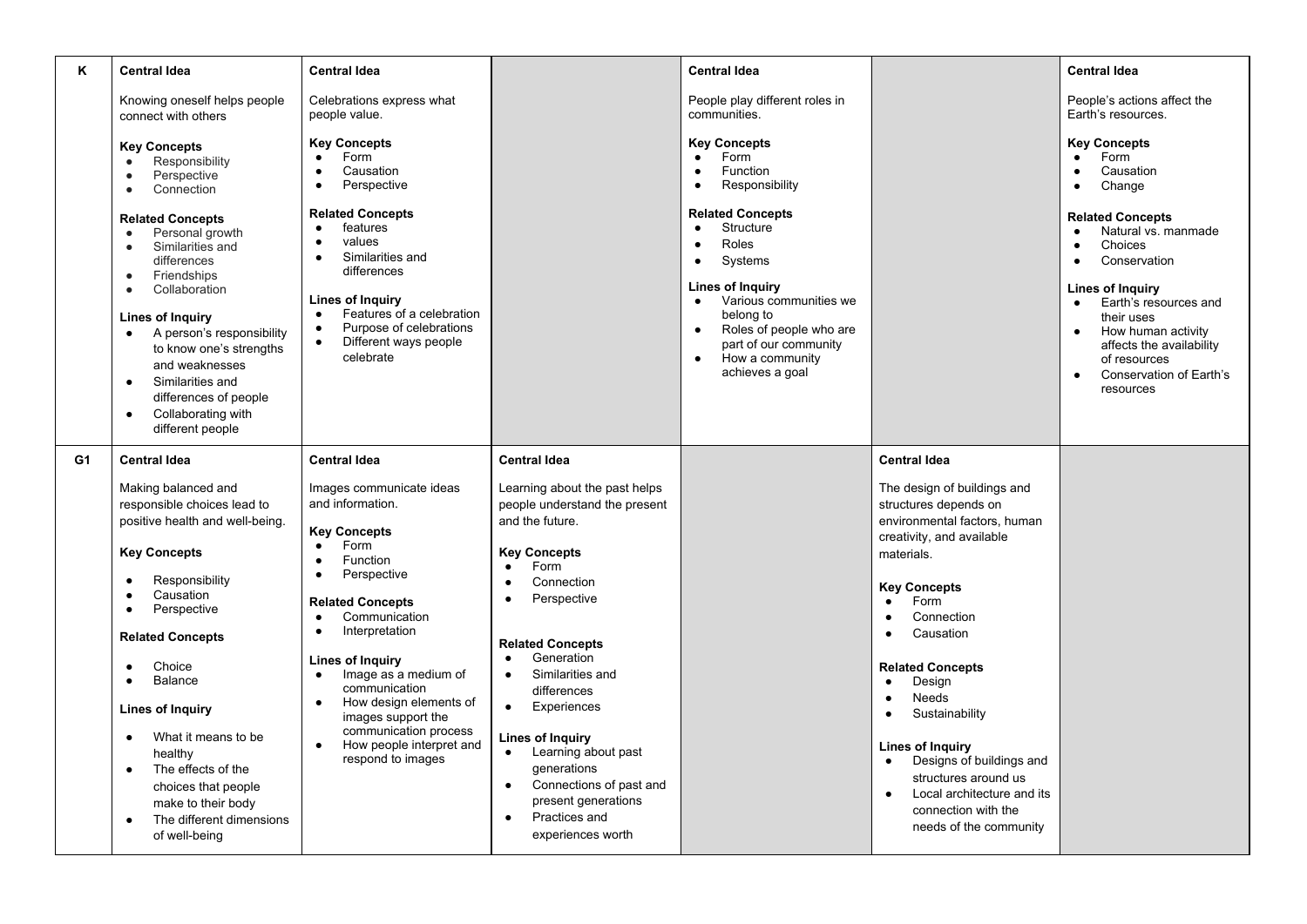| | | | | | | |
|---|---|---|---|---|---|---|
| **K** | **Central Idea**<br><br>Knowing oneself helps people connect with others<br><br>**Key Concepts**<br>• Responsibility<br>• Perspective<br>• Connection<br><br>**Related Concepts**<br>• Personal growth<br>• Similarities and differences<br>• Friendships<br>• Collaboration<br><br>**Lines of Inquiry**<br>• A person's responsibility to know one's strengths and weaknesses<br>• Similarities and differences of people<br>• Collaborating with different people | **Central Idea**<br><br>Celebrations express what people value.<br><br>**Key Concepts**<br>• Form<br>• Causation<br>• Perspective<br><br>**Related Concepts**<br>• features<br>• values<br>• Similarities and differences<br><br>**Lines of Inquiry**<br>• Features of a celebration<br>• Purpose of celebrations<br>• Different ways people celebrate | | **Central Idea**<br><br>People play different roles in communities.<br><br>**Key Concepts**<br>• Form<br>• Function<br>• Responsibility<br><br>**Related Concepts**<br>• Structure<br>• Roles<br>• Systems<br><br>**Lines of Inquiry**<br>• Various communities we belong to<br>• Roles of people who are part of our community<br>• How a community achieves a goal | | **Central Idea**<br><br>People's actions affect the Earth's resources.<br><br>**Key Concepts**<br>• Form<br>• Causation<br>• Change<br><br>**Related Concepts**<br>• Natural vs. manmade<br>• Choices<br>• Conservation<br><br>**Lines of Inquiry**<br>• Earth's resources and their uses<br>• How human activity affects the availability of resources<br>• Conservation of Earth's resources |
| **G1** | **Central Idea**<br><br>Making balanced and responsible choices lead to positive health and well-being.<br><br>**Key Concepts**<br>• Responsibility<br>• Causation<br>• Perspective<br><br>**Related Concepts**<br>• Choice<br>• Balance<br><br>**Lines of Inquiry**<br>• What it means to be healthy<br>• The effects of the choices that people make to their body<br>• The different dimensions of well-being | **Central Idea**<br><br>Images communicate ideas and information.<br><br>**Key Concepts**<br>• Form<br>• Function<br>• Perspective<br><br>**Related Concepts**<br>• Communication<br>• Interpretation<br><br>**Lines of Inquiry**<br>• Image as a medium of communication<br>• How design elements of images support the communication process<br>• How people interpret and respond to images | **Central Idea**<br><br>Learning about the past helps people understand the present and the future.<br><br>**Key Concepts**<br>• Form<br>• Connection<br>• Perspective<br><br>**Related Concepts**<br>• Generation<br>• Similarities and differences<br>• Experiences<br><br>**Lines of Inquiry**<br>• Learning about past generations<br>• Connections of past and present generations<br>• Practices and experiences worth | | **Central Idea**<br><br>The design of buildings and structures depends on environmental factors, human creativity, and available materials.<br><br>**Key Concepts**<br>• Form<br>• Connection<br>• Causation<br><br>**Related Concepts**<br>• Design<br>• Needs<br>• Sustainability<br><br>**Lines of Inquiry**<br>• Designs of buildings and structures around us<br>• Local architecture and its connection with the needs of the community | |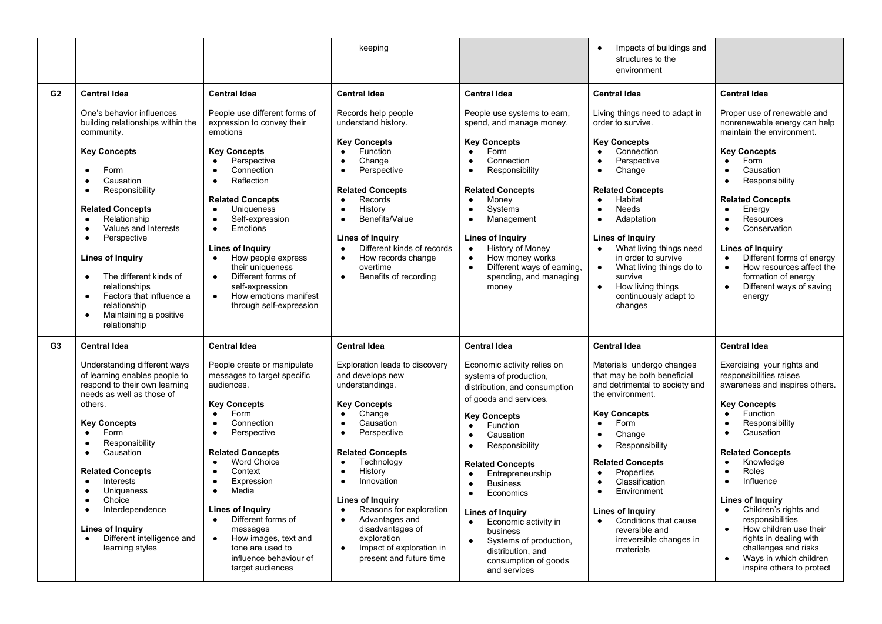| | | | | | | |
|---|---|---|---|---|---|---|
| | | | keeping | | • Impacts of buildings and structures to the environment | |
| **G2** | **Central Idea**<br><br>One's behavior influences building relationships within the community.<br><br>**Key Concepts**<br>• Form<br>• Causation<br>• Responsibility<br><br>**Related Concepts**<br>• Relationship<br>• Values and Interests<br>• Perspective<br><br>**Lines of Inquiry**<br>• The different kinds of relationships<br>• Factors that influence a relationship<br>• Maintaining a positive relationship | **Central Idea**<br><br>People use different forms of expression to convey their emotions<br><br>**Key Concepts**<br>• Perspective<br>• Connection<br>• Reflection<br><br>**Related Concepts**<br>• Uniqueness<br>• Self-expression<br>• Emotions<br><br>**Lines of Inquiry**<br>• How people express their uniqueness<br>• Different forms of self-expression<br>• How emotions manifest through self-expression | **Central Idea**<br><br>Records help people understand history.<br><br>**Key Concepts**<br>• Function<br>• Change<br>• Perspective<br><br>**Related Concepts**<br>• Records<br>• History<br>• Benefits/Value<br><br>**Lines of Inquiry**<br>• Different kinds of records<br>• How records change overtime<br>• Benefits of recording | **Central Idea**<br><br>People use systems to earn, spend, and manage money.<br><br>**Key Concepts**<br>• Form<br>• Connection<br>• Responsibility<br><br>**Related Concepts**<br>• Money<br>• Systems<br>• Management<br><br>**Lines of Inquiry**<br>• History of Money<br>• How money works<br>• Different ways of earning, spending, and managing money | **Central Idea**<br><br>Living things need to adapt in order to survive.<br><br>**Key Concepts**<br>• Connection<br>• Perspective<br>• Change<br><br>**Related Concepts**<br>• Habitat<br>• Needs<br>• Adaptation<br><br>**Lines of Inquiry**<br>• What living things need in order to survive<br>• What living things do to survive<br>• How living things continuously adapt to changes | **Central Idea**<br><br>Proper use of renewable and nonrenewable energy can help maintain the environment.<br><br>**Key Concepts**<br>• Form<br>• Causation<br>• Responsibility<br><br>**Related Concepts**<br>• Energy<br>• Resources<br>• Conservation<br><br>**Lines of Inquiry**<br>• Different forms of energy<br>• How resources affect the formation of energy<br>• Different ways of saving energy |
| **G3** | **Central Idea**<br><br>Understanding different ways of learning enables people to respond to their own learning needs as well as those of others.<br><br>**Key Concepts**<br>• Form<br>• Responsibility<br>• Causation<br><br>**Related Concepts**<br>• Interests<br>• Uniqueness<br>• Choice<br>• Interdependence<br><br>**Lines of Inquiry**<br>• Different intelligence and learning styles | **Central Idea**<br><br>People create or manipulate messages to target specific audiences.<br><br>**Key Concepts**<br>• Form<br>• Connection<br>• Perspective<br><br>**Related Concepts**<br>• Word Choice<br>• Context<br>• Expression<br>• Media<br><br>**Lines of Inquiry**<br>• Different forms of messages<br>• How images, text and tone are used to influence behaviour of target audiences | **Central Idea**<br><br>Exploration leads to discovery and develops new understandings.<br><br>**Key Concepts**<br>• Change<br>• Causation<br>• Perspective<br><br>**Related Concepts**<br>• Technology<br>• History<br>• Innovation<br><br>**Lines of Inquiry**<br>• Reasons for exploration<br>• Advantages and disadvantages of exploration<br>• Impact of exploration in present and future time | **Central Idea**<br><br>Economic activity relies on systems of production, distribution, and consumption of goods and services.<br><br>**Key Concepts**<br>• Function<br>• Causation<br>• Responsibility<br><br>**Related Concepts**<br>• Entrepreneurship<br>• Business<br>• Economics<br><br>**Lines of Inquiry**<br>• Economic activity in business<br>• Systems of production, distribution, and consumption of goods and services | **Central Idea**<br><br>Materials undergo changes that may be both beneficial and detrimental to society and the environment.<br><br>**Key Concepts**<br>• Form<br>• Change<br>• Responsibility<br><br>**Related Concepts**<br>• Properties<br>• Classification<br>• Environment<br><br>**Lines of Inquiry**<br>• Conditions that cause reversible and irreversible changes in materials | **Central Idea**<br><br>Exercising your rights and responsibilities raises awareness and inspires others.<br><br>**Key Concepts**<br>• Function<br>• Responsibility<br>• Causation<br><br>**Related Concepts**<br>• Knowledge<br>• Roles<br>• Influence<br><br>**Lines of Inquiry**<br>• Children's rights and responsibilities<br>• How children use their rights in dealing with challenges and risks<br>• Ways in which children inspire others to protect |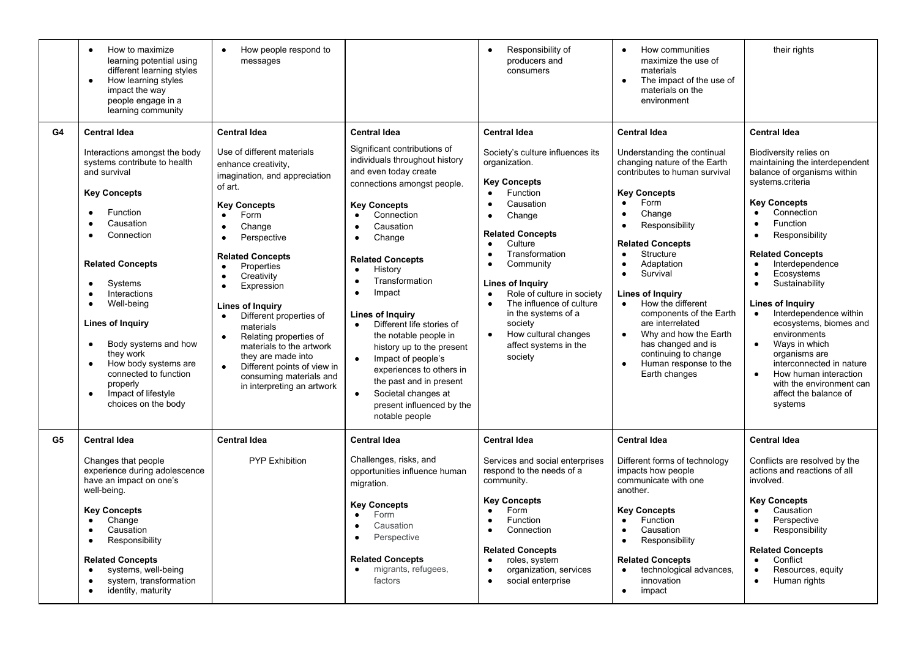| | | | | | | |
|---|---|---|---|---|---|---|
| | • How to maximize learning potential using different learning styles<br>• How learning styles impact the way people engage in a learning community | • How people respond to messages | | • Responsibility of producers and consumers | • How communities maximize the use of materials<br>• The impact of the use of materials on the environment | their rights |
| **G4** | **Central Idea**<br><br>Interactions amongst the body systems contribute to health and survival<br><br>**Key Concepts**<br>• Function<br>• Causation<br>• Connection<br><br>**Related Concepts**<br>• Systems<br>• Interactions<br>• Well-being<br><br>**Lines of Inquiry**<br>• Body systems and how they work<br>• How body systems are connected to function properly<br>• Impact of lifestyle choices on the body | **Central Idea**<br><br>Use of different materials enhance creativity, imagination, and appreciation of art.<br><br>**Key Concepts**<br>• Form<br>• Change<br>• Perspective<br><br>**Related Concepts**<br>• Properties<br>• Creativity<br>• Expression<br><br>**Lines of Inquiry**<br>• Different properties of materials<br>• Relating properties of materials to the artwork they are made into<br>• Different points of view in consuming materials and in interpreting an artwork | **Central Idea**<br><br>Significant contributions of individuals throughout history and even today create connections amongst people.<br><br>**Key Concepts**<br>• Connection<br>• Causation<br>• Change<br><br>**Related Concepts**<br>• History<br>• Transformation<br>• Impact<br><br>**Lines of Inquiry**<br>• Different life stories of the notable people in history up to the present<br>• Impact of people's experiences to others in the past and in present<br>• Societal changes at present influenced by the notable people | **Central Idea**<br><br>Society's culture influences its organization.<br><br>**Key Concepts**<br>• Function<br>• Causation<br>• Change<br><br>**Related Concepts**<br>• Culture<br>• Transformation<br>• Community<br><br>**Lines of Inquiry**<br>• Role of culture in society<br>• The influence of culture in the systems of a society<br>• How cultural changes affect systems in the society | **Central Idea**<br><br>Understanding the continual changing nature of the Earth contributes to human survival<br><br>**Key Concepts**<br>• Form<br>• Change<br>• Responsibility<br><br>**Related Concepts**<br>• Structure<br>• Adaptation<br>• Survival<br><br>**Lines of Inquiry**<br>• How the different components of the Earth are interrelated<br>• Why and how the Earth has changed and is continuing to change<br>• Human response to the Earth changes | **Central Idea**<br><br>Biodiversity relies on maintaining the interdependent balance of organisms within systems.criteria<br><br>**Key Concepts**<br>• Connection<br>• Function<br>• Responsibility<br><br>**Related Concepts**<br>• Interdependence<br>• Ecosystems<br>• Sustainability<br><br>**Lines of Inquiry**<br>• Interdependence within ecosystems, biomes and environments<br>• Ways in which organisms are interconnected in nature<br>• How human interaction with the environment can affect the balance of systems |
| **G5** | **Central Idea**<br><br>Changes that people experience during adolescence have an impact on one's well-being.<br><br>**Key Concepts**<br>• Change<br>• Causation<br>• Responsibility<br><br>**Related Concepts**<br>• systems, well-being<br>• system, transformation<br>• identity, maturity | **Central Idea**<br><br>PYP Exhibition | **Central Idea**<br><br>Challenges, risks, and opportunities influence human migration.<br><br>**Key Concepts**<br>• Form<br>• Causation<br>• Perspective<br><br>**Related Concepts**<br>• migrants, refugees, factors | **Central Idea**<br><br>Services and social enterprises respond to the needs of a community.<br><br>**Key Concepts**<br>• Form<br>• Function<br>• Connection<br><br>**Related Concepts**<br>• roles, system<br>• organization, services<br>• social enterprise | **Central Idea**<br><br>Different forms of technology impacts how people communicate with one another.<br><br>**Key Concepts**<br>• Function<br>• Causation<br>• Responsibility<br><br>**Related Concepts**<br>• technological advances, innovation<br>• impact | **Central Idea**<br><br>Conflicts are resolved by the actions and reactions of all involved.<br><br>**Key Concepts**<br>• Causation<br>• Perspective<br>• Responsibility<br><br>**Related Concepts**<br>• Conflict<br>• Resources, equity<br>• Human rights |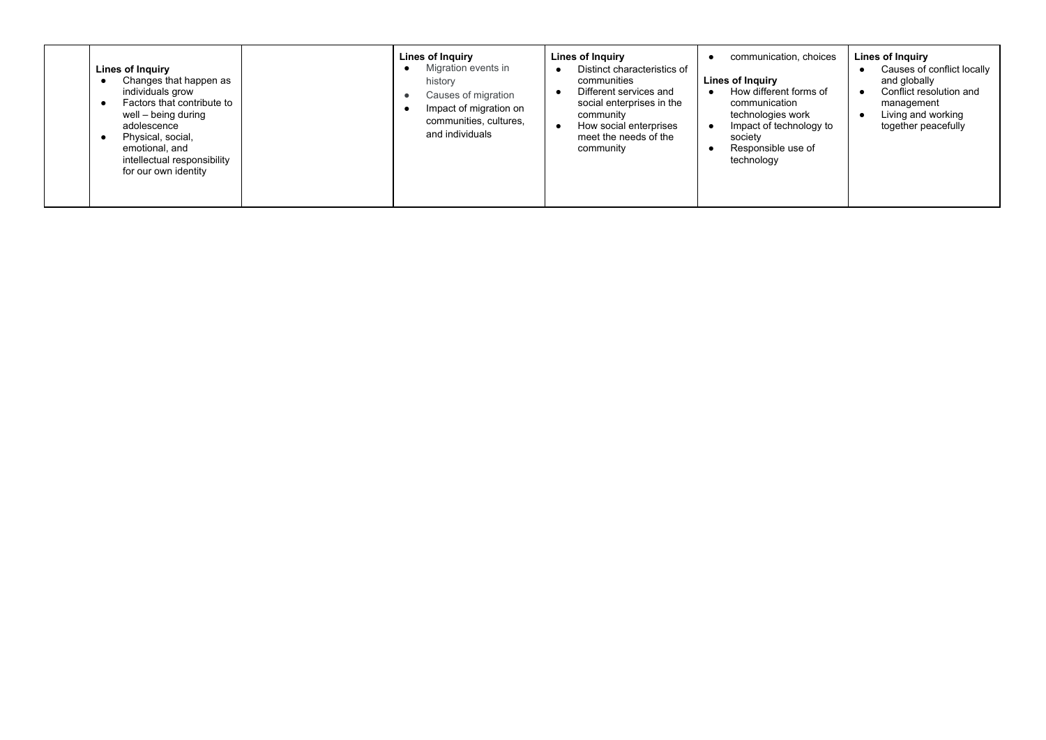| | | | | | | |
|---|---|---|---|---|---|---|
| | **Lines of Inquiry**<br>• Changes that happen as individuals grow<br>• Factors that contribute to well – being during adolescence<br>• Physical, social, emotional, and intellectual responsibility for our own identity | | **Lines of Inquiry**<br>• Migration events in history<br>• Causes of migration<br>• Impact of migration on communities, cultures, and individuals | **Lines of Inquiry**<br>• Distinct characteristics of communities<br>• Different services and social enterprises in the community<br>• How social enterprises meet the needs of the community | • communication, choices<br><br>**Lines of Inquiry**<br>• How different forms of communication technologies work<br>• Impact of technology to society<br>• Responsible use of technology | **Lines of Inquiry**<br>• Causes of conflict locally and globally<br>• Conflict resolution and management<br>• Living and working together peacefully |